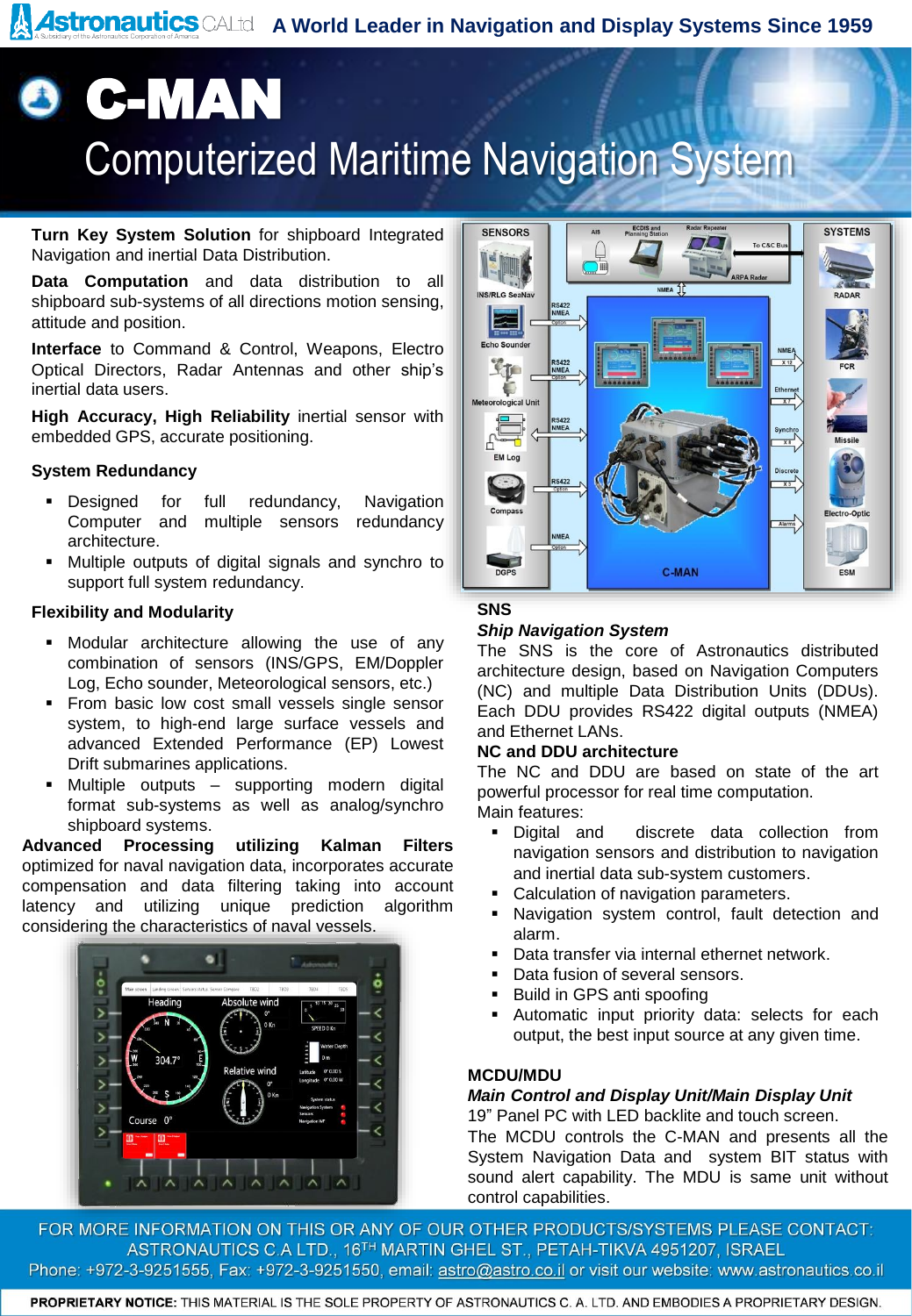Astronautics C.A Ltd — A World Leader in Navigation and Display Systems Since 1959

# C-MAN

## Computerized Maritime Navigation System

**Turn Key System Solution** for shipboard Integrated Navigation and inertial Data Distribution.

**Data Computation** and data distribution to all shipboard sub-systems of all directions motion sensing, attitude and position.

**Interface** to Command & Control, Weapons, Electro Optical Directors, Radar Antennas and other ship's inertial data users.

**High Accuracy, High Reliability** inertial sensor with embedded GPS, accurate positioning.

### System Redundancy

- Designed for full redundancy, Navigation Computer and multiple sensors redundancy architecture.
- Multiple outputs of digital signals and synchro to support full system redundancy.

### Flexibility and Modularity

- Modular architecture allowing the use of any combination of sensors (INS/GPS, EM/Doppler Log, Echo sounder, Meteorological sensors, etc.)
- From basic low cost small vessels single sensor system, to high-end large surface vessels and advanced Extended Performance (EP) Lowest Drift submarines applications.
- Multiple outputs – supporting modern digital format sub-systems as well as analog/synchro shipboard systems.

**Advanced Processing utilizing Kalman Filters** optimized for naval navigation data, incorporates accurate compensation and data filtering taking into account latency and utilizing unique prediction algorithm considering the characteristics of naval vessels.

### SNS

***Ship Navigation System***

The SNS is the core of Astronautics distributed architecture design, based on Navigation Computers (NC) and multiple Data Distribution Units (DDUs). Each DDU provides RS422 digital outputs (NMEA) and Ethernet LANs.

**NC and DDU architecture**

The NC and DDU are based on state of the art powerful processor for real time computation.

Main features:

- Digital and discrete data collection from navigation sensors and distribution to navigation and inertial data sub-system customers.
- Calculation of navigation parameters.
- Navigation system control, fault detection and alarm.
- Data transfer via internal ethernet network.
- Data fusion of several sensors.
- Build in GPS anti spoofing
- Automatic input priority data: selects for each output, the best input source at any given time.

### MCDU/MDU

***Main Control and Display Unit/Main Display Unit***

19" Panel PC with LED backlite and touch screen.

The MCDU controls the C-MAN and presents all the System Navigation Data and system BIT status with sound alert capability. The MDU is same unit without control capabilities.

FOR MORE INFORMATION ON THIS OR ANY OF OUR OTHER PRODUCTS/SYSTEMS PLEASE CONTACT:
ASTRONAUTICS C.A LTD., 16TH MARTIN GHEL ST., PETAH-TIKVA 4951207, ISRAEL
Phone: +972-3-9251555, Fax: +972-3-9251550, email: astro@astro.co.il or visit our website: www.astronautics.co.il

**PROPRIETARY NOTICE:** THIS MATERIAL IS THE SOLE PROPERTY OF ASTRONAUTICS C. A. LTD. AND EMBODIES A PROPRIETARY DESIGN.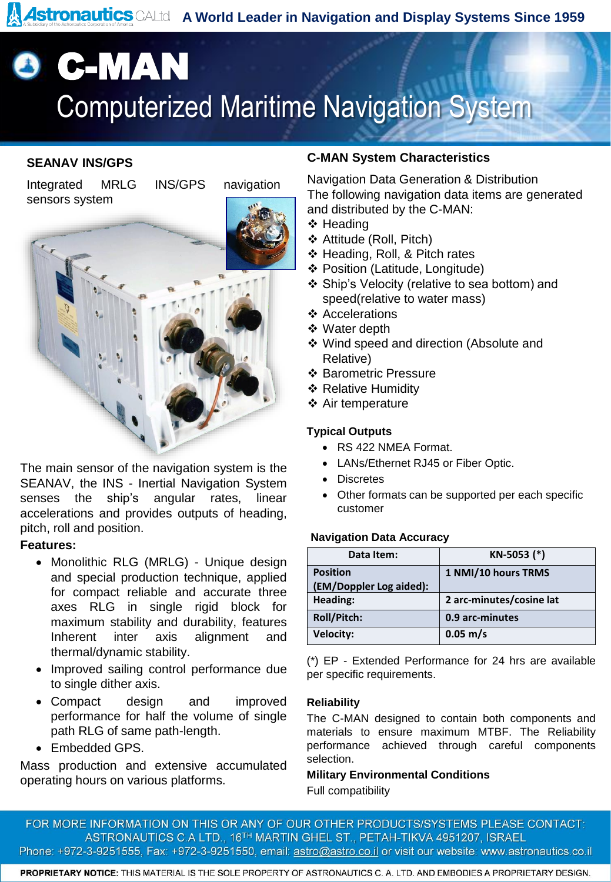# C-MAN

## Computerized Maritime Navigation System

### SEANAV INS/GPS

Integrated MRLG INS/GPS navigation sensors system

The main sensor of the navigation system is the SEANAV, the INS - Inertial Navigation System senses the ship's angular rates, linear accelerations and provides outputs of heading, pitch, roll and position.

**Features:**

- Monolithic RLG (MRLG) - Unique design and special production technique, applied for compact reliable and accurate three axes RLG in single rigid block for maximum stability and durability, features Inherent inter axis alignment and thermal/dynamic stability.
- Improved sailing control performance due to single dither axis.
- Compact design and improved performance for half the volume of single path RLG of same path-length.
- Embedded GPS.

Mass production and extensive accumulated operating hours on various platforms.

### C-MAN System Characteristics

Navigation Data Generation & Distribution

The following navigation data items are generated and distributed by the C-MAN:

- Heading
- Attitude (Roll, Pitch)
- Heading, Roll, & Pitch rates
- Position (Latitude, Longitude)
- Ship's Velocity (relative to sea bottom) and speed(relative to water mass)
- Accelerations
- Water depth
- Wind speed and direction (Absolute and Relative)
- Barometric Pressure
- Relative Humidity
- Air temperature

**Typical Outputs**

- RS 422 NMEA Format.
- LANs/Ethernet RJ45 or Fiber Optic.
- Discretes
- Other formats can be supported per each specific customer

**Navigation Data Accuracy**

| Data Item: | KN-5053 (*) |
|---|---|
| **Position (EM/Doppler Log aided):** | **1 NMI/10 hours TRMS** |
| **Heading:** | **2 arc-minutes/cosine lat** |
| **Roll/Pitch:** | **0.9 arc-minutes** |
| **Velocity:** | **0.05 m/s** |

(*) EP - Extended Performance for 24 hrs are available per specific requirements.

**Reliability**

The C-MAN designed to contain both components and materials to ensure maximum MTBF. The Reliability performance achieved through careful components selection.

**Military Environmental Conditions**

Full compatibility

FOR MORE INFORMATION ON THIS OR ANY OF OUR OTHER PRODUCTS/SYSTEMS PLEASE CONTACT:
ASTRONAUTICS C.A LTD., 16TH MARTIN GHEL ST., PETAH-TIKVA 4951207, ISRAEL
Phone: +972-3-9251555, Fax: +972-3-9251550, email: astro@astro.co.il or visit our website: www.astronautics.co.il

**PROPRIETARY NOTICE:** THIS MATERIAL IS THE SOLE PROPERTY OF ASTRONAUTICS C. A. LTD. AND EMBODIES A PROPRIETARY DESIGN.